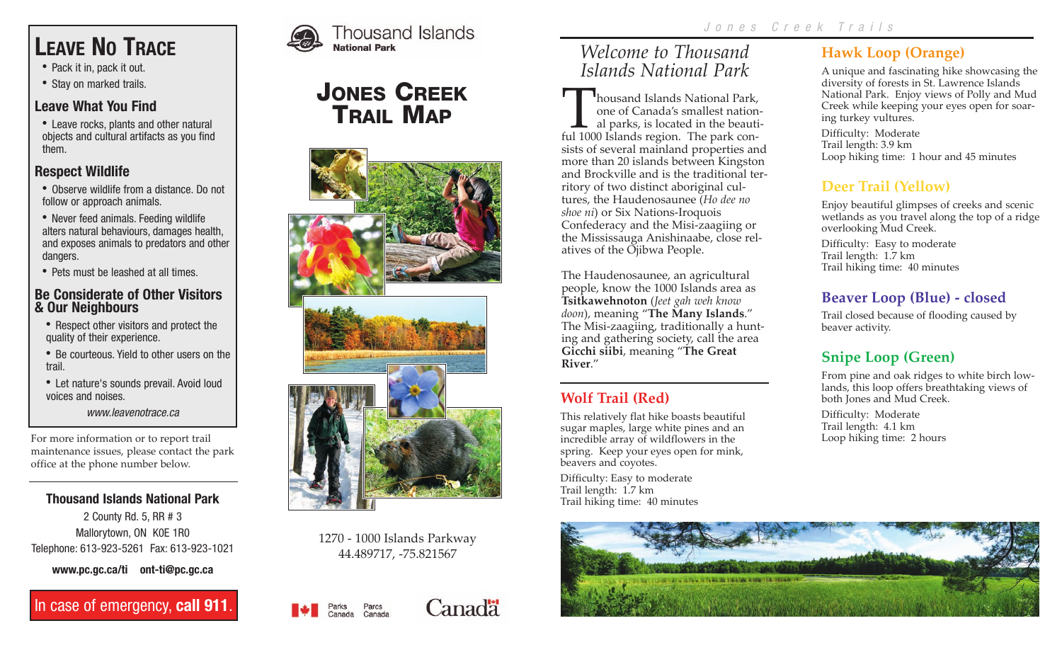# Leave No Trace

- Pack it in, pack it out.
- Stay on marked trails.

## Leave What You Find

- Leave rocks, plants and other natural objects and cultural artifacts as you find them.

## Respect Wildlife

- Observe wildlife from a distance. Do not follow or approach animals.
- Never feed animals. Feeding wildlife alters natural behaviours, damages health, and exposes animals to predators and other dangers.
- Pets must be leashed at all times.

## Be Considerate of Other Visitors & Our Neighbours

- Respect other visitors and protect the quality of their experience.
- Be courteous. Yield to other users on the trail.
- Let nature's sounds prevail. Avoid loud voices and noises.

*www.leavenotrace.ca*

For more information or to report trail maintenance issues, please contact the park office at the phone number below.

**Thousand Islands National Park**

2 County Rd. 5, RR # 3
Mallorytown, ON K0E 1R0
Telephone: 613-923-5261 Fax: 613-923-1021

**www.pc.gc.ca/ti ont-ti@pc.gc.ca**

In case of emergency, **call 911**.

Thousand Islands **National Park**

# Jones Creek Trail Map

1270 - 1000 Islands Parkway
44.489717, -75.821567

Parks Canada Parcs Canada

Canada

## *Welcome to Thousand Islands National Park*

Thousand Islands National Park, one of Canada's smallest national parks, is located in the beautiful 1000 Islands region. The park consists of several mainland properties and more than 20 islands between Kingston and Brockville and is the traditional territory of two distinct aboriginal cultures, the Haudenosaunee (*Ho dee no shoe ni*) or Six Nations-Iroquois Confederacy and the Misi-zaagiing or the Mississauga Anishinaabe, close relatives of the Ojibwa People.

The Haudenosaunee, an agricultural people, know the 1000 Islands area as **Tsitkawehnoton** (*Jeet gah weh know doon*), meaning "**The Many Islands**." The Misi-zaagiing, traditionally a hunting and gathering society, call the area **Gicchi siibi**, meaning "**The Great River**."

## Wolf Trail (Red)

This relatively flat hike boasts beautiful sugar maples, large white pines and an incredible array of wildflowers in the spring. Keep your eyes open for mink, beavers and coyotes.

Difficulty: Easy to moderate
Trail length: 1.7 km
Trail hiking time: 40 minutes

## Hawk Loop (Orange)

A unique and fascinating hike showcasing the diversity of forests in St. Lawrence Islands National Park. Enjoy views of Polly and Mud Creek while keeping your eyes open for soaring turkey vultures.

Difficulty: Moderate
Trail length: 3.9 km
Loop hiking time: 1 hour and 45 minutes

## Deer Trail (Yellow)

Enjoy beautiful glimpses of creeks and scenic wetlands as you travel along the top of a ridge overlooking Mud Creek.

Difficulty: Easy to moderate
Trail length: 1.7 km
Trail hiking time: 40 minutes

## Beaver Loop (Blue) - closed

Trail closed because of flooding caused by beaver activity.

## Snipe Loop (Green)

From pine and oak ridges to white birch lowlands, this loop offers breathtaking views of both Jones and Mud Creek.

Difficulty: Moderate
Trail length: 4.1 km
Loop hiking time: 2 hours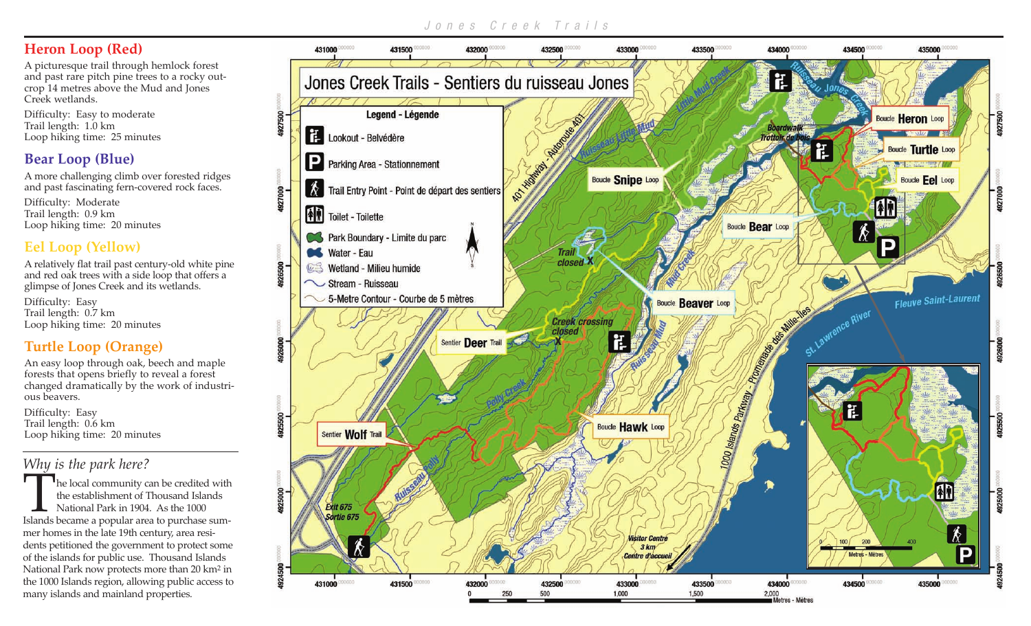## Heron Loop (Red)

A picturesque trail through hemlock forest and past rare pitch pine trees to a rocky outcrop 14 metres above the Mud and Jones Creek wetlands.

Difficulty: Easy to moderate
Trail length: 1.0 km
Loop hiking time: 25 minutes

## Bear Loop (Blue)

A more challenging climb over forested ridges and past fascinating fern-covered rock faces.

Difficulty: Moderate
Trail length: 0.9 km
Loop hiking time: 20 minutes

## Eel Loop (Yellow)

A relatively flat trail past century-old white pine and red oak trees with a side loop that offers a glimpse of Jones Creek and its wetlands.

Difficulty: Easy
Trail length: 0.7 km
Loop hiking time: 20 minutes

## Turtle Loop (Orange)

An easy loop through oak, beech and maple forests that opens briefly to reveal a forest changed dramatically by the work of industrious beavers.

Difficulty: Easy
Trail length: 0.6 km
Loop hiking time: 20 minutes

## *Why is the park here?*

The local community can be credited with the establishment of Thousand Islands National Park in 1904. As the 1000 Islands became a popular area to purchase summer homes in the late 19th century, area residents petitioned the government to protect some of the islands for public use. Thousand Islands National Park now protects more than 20 km² in the 1000 Islands region, allowing public access to many islands and mainland properties.

# Jones Creek Trails - Sentiers du ruisseau Jones

**Legend - Légende**

- Lookout - Belvédère
- Parking Area - Stationnement
- Trail Entry Point - Point de départ des sentiers
- Toilet - Toilette
- Park Boundary - Limite du parc
- Water - Eau
- Wetland - Milieu humide
- Stream - Ruisseau
- 5-Metre Contour - Courbe de 5 mètres

Boucle Heron Loop
Boucle Turtle Loop
Boucle Eel Loop
Boucle Bear Loop
Boucle Snipe Loop
Boucle Beaver Loop
Boucle Hawk Loop
Sentier Deer Trail
Sentier Wolf Trail

Boardwalk
Trottoir de bois
Trail closed X
Creek crossing closed X
Exit 675
Sortie 675
Visitor Centre 3 km
Centre d'accueil

401 Highway - Autoroute 401
1000 Islands Parkway - Promenade des Mille-Îles
Ruisseau Jones Creek
Little Mud Creek
Ruisseau Little Mud
Mud Creek
Ruisseau Mud
Polly Creek
Ruisseau Polly
St. Lawrence River
Fleuve Saint-Laurent

431000 431500 432000 432500 433000 433500 434000 434500 435000
4927500 4927000 4926500 4926000 4925500 4925000 4924500

0 250 500 1,000 1,500 2,000
Metres - Mètres

0 100 200 400
Metres - Mètres